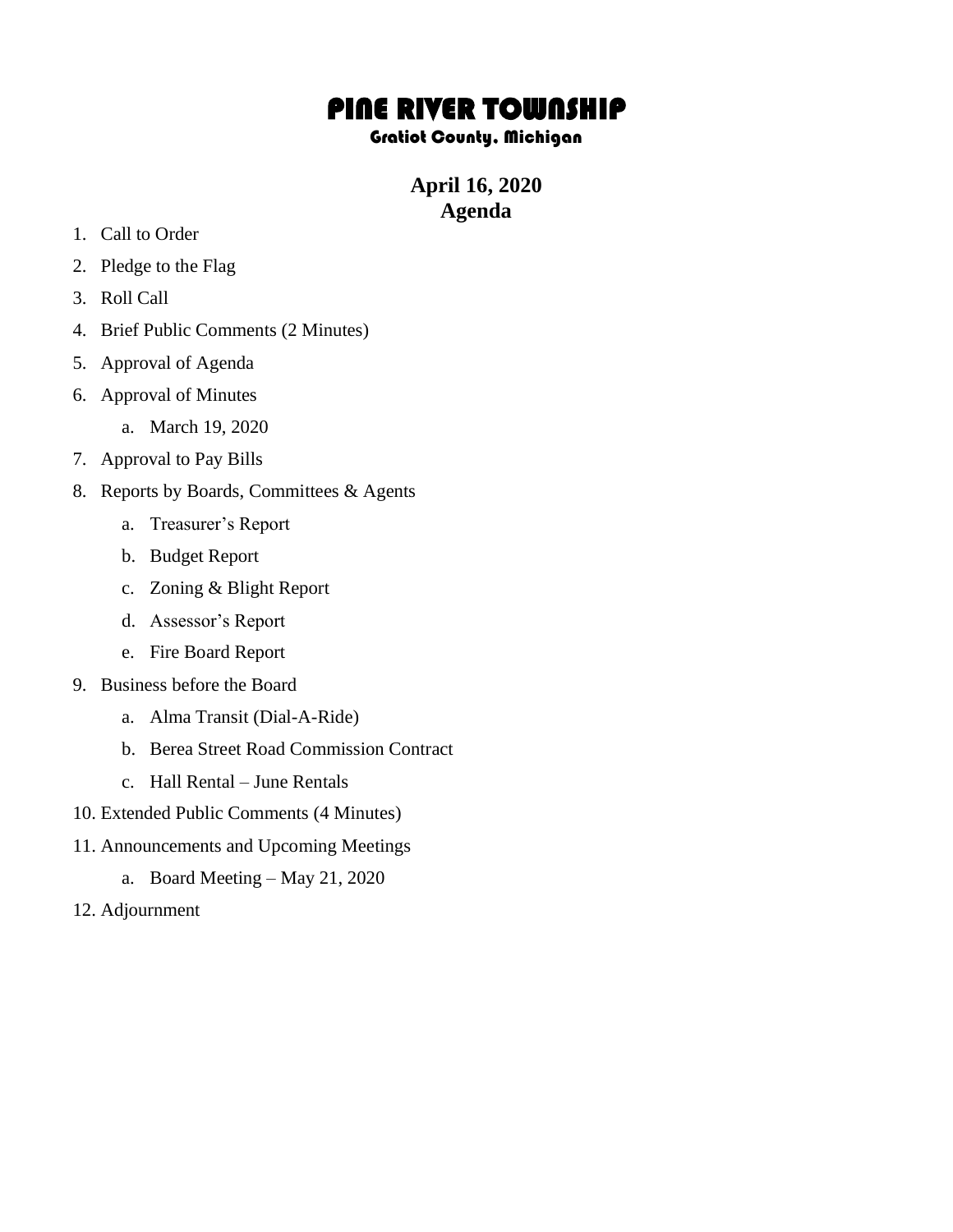# PINE RIVER TOWNSHIP

## Gratiot County, Michigan

**April 16, 2020**
**Agenda**

1. Call to Order
2. Pledge to the Flag
3. Roll Call
4. Brief Public Comments (2 Minutes)
5. Approval of Agenda
6. Approval of Minutes
    a. March 19, 2020
7. Approval to Pay Bills
8. Reports by Boards, Committees & Agents
    a. Treasurer's Report
    b. Budget Report
    c. Zoning & Blight Report
    d. Assessor's Report
    e. Fire Board Report
9. Business before the Board
    a. Alma Transit (Dial-A-Ride)
    b. Berea Street Road Commission Contract
    c. Hall Rental – June Rentals
10. Extended Public Comments (4 Minutes)
11. Announcements and Upcoming Meetings
    a. Board Meeting – May 21, 2020
12. Adjournment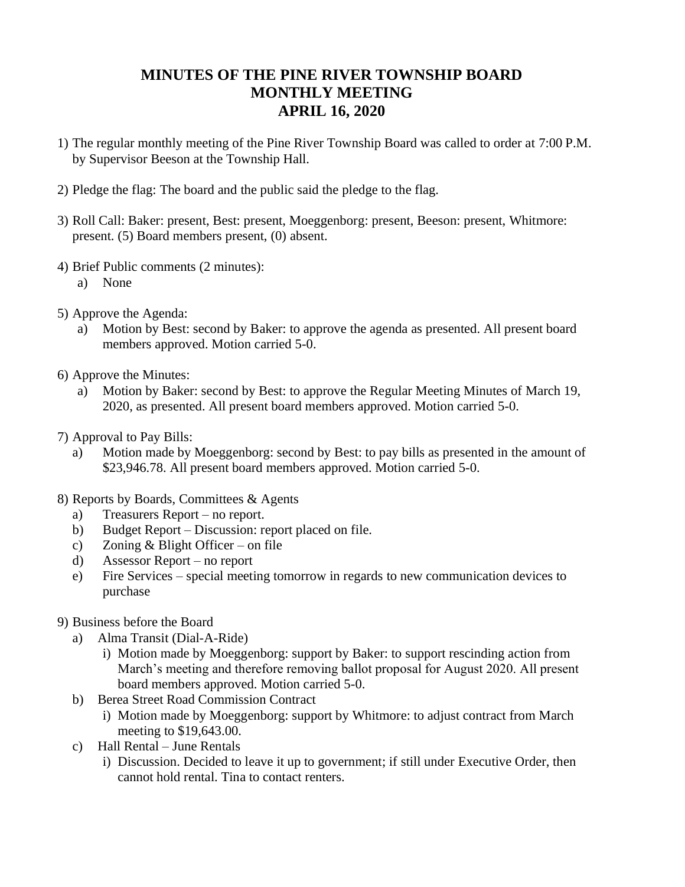# MINUTES OF THE PINE RIVER TOWNSHIP BOARD MONTHLY MEETING APRIL 16, 2020

1) The regular monthly meeting of the Pine River Township Board was called to order at 7:00 P.M. by Supervisor Beeson at the Township Hall.

2) Pledge the flag: The board and the public said the pledge to the flag.

3) Roll Call: Baker: present, Best: present, Moeggenborg: present, Beeson: present, Whitmore: present. (5) Board members present, (0) absent.

4) Brief Public comments (2 minutes):
   a) None

5) Approve the Agenda:
   a) Motion by Best: second by Baker: to approve the agenda as presented. All present board members approved. Motion carried 5-0.

6) Approve the Minutes:
   a) Motion by Baker: second by Best: to approve the Regular Meeting Minutes of March 19, 2020, as presented. All present board members approved. Motion carried 5-0.

7) Approval to Pay Bills:
   a) Motion made by Moeggenborg: second by Best: to pay bills as presented in the amount of $23,946.78. All present board members approved. Motion carried 5-0.

8) Reports by Boards, Committees & Agents
   a) Treasurers Report – no report.
   b) Budget Report – Discussion: report placed on file.
   c) Zoning & Blight Officer – on file
   d) Assessor Report – no report
   e) Fire Services – special meeting tomorrow in regards to new communication devices to purchase

9) Business before the Board
   a) Alma Transit (Dial-A-Ride)
      i) Motion made by Moeggenborg: support by Baker: to support rescinding action from March's meeting and therefore removing ballot proposal for August 2020. All present board members approved. Motion carried 5-0.
   b) Berea Street Road Commission Contract
      i) Motion made by Moeggenborg: support by Whitmore: to adjust contract from March meeting to $19,643.00.
   c) Hall Rental – June Rentals
      i) Discussion. Decided to leave it up to government; if still under Executive Order, then cannot hold rental. Tina to contact renters.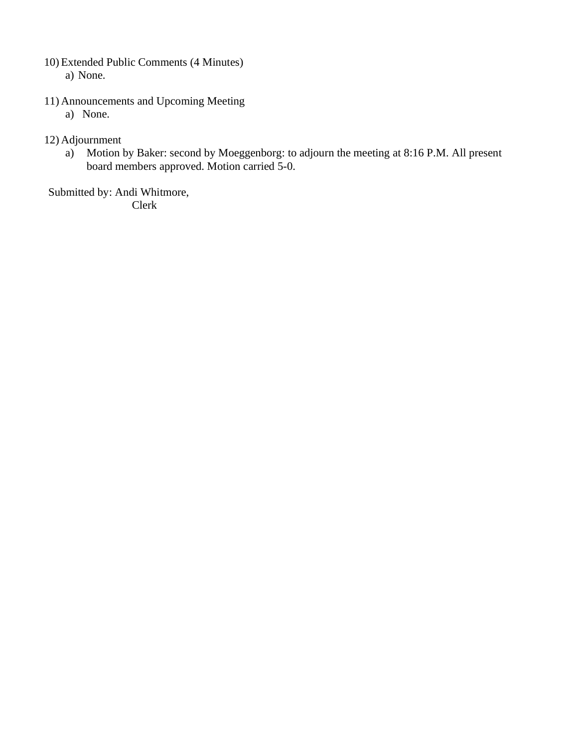10) Extended Public Comments (4 Minutes)
    a) None.

11) Announcements and Upcoming Meeting
    a) None.

12) Adjournment
    a) Motion by Baker: second by Moeggenborg: to adjourn the meeting at 8:16 P.M. All present board members approved. Motion carried 5-0.

Submitted by: Andi Whitmore,
Clerk